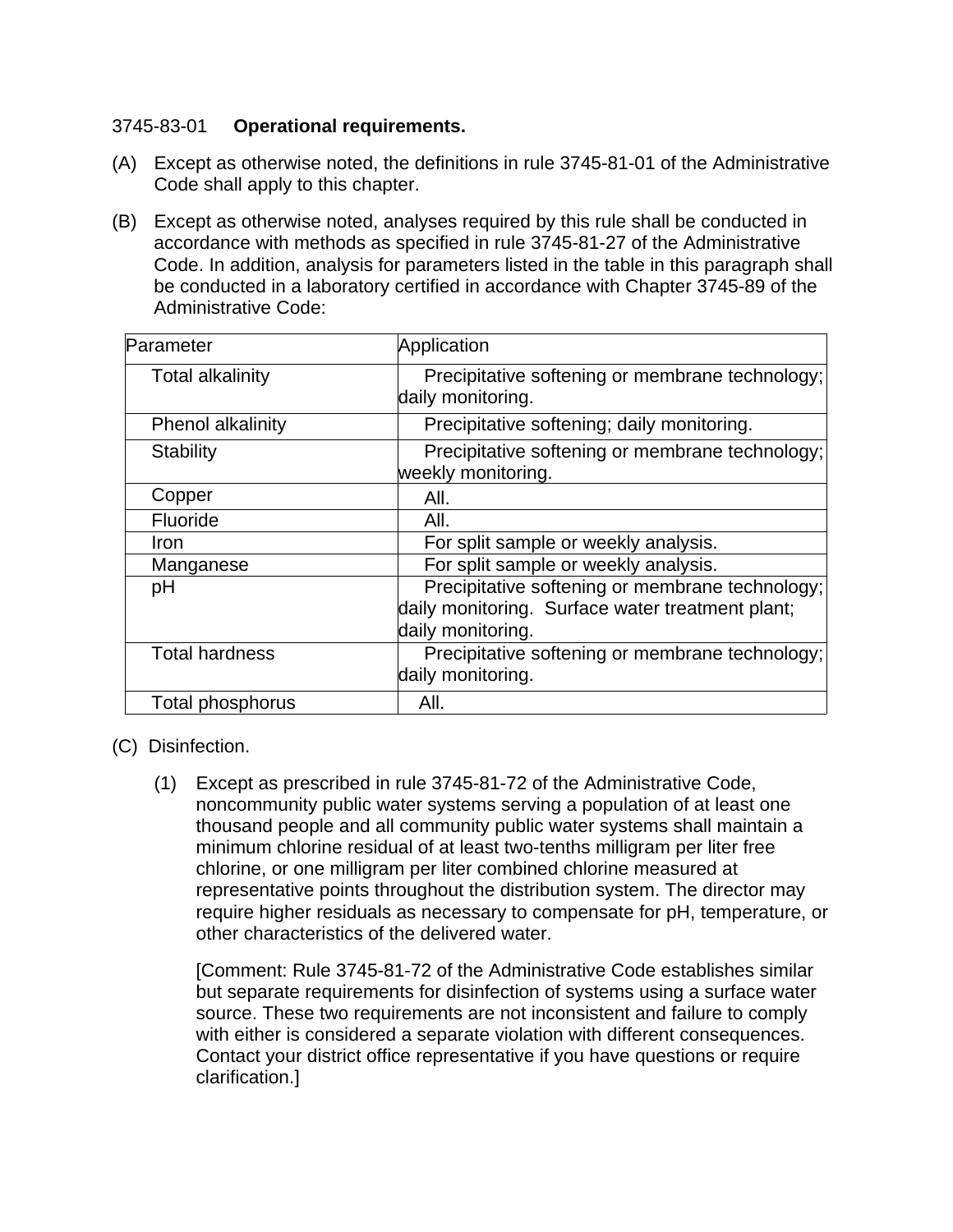3745-83-01 **Operational requirements.**

(A) Except as otherwise noted, the definitions in rule 3745-81-01 of the Administrative Code shall apply to this chapter.

(B) Except as otherwise noted, analyses required by this rule shall be conducted in accordance with methods as specified in rule 3745-81-27 of the Administrative Code. In addition, analysis for parameters listed in the table in this paragraph shall be conducted in a laboratory certified in accordance with Chapter 3745-89 of the Administrative Code:

| Parameter | Application |
|---|---|
| Total alkalinity | Precipitative softening or membrane technology; daily monitoring. |
| Phenol alkalinity | Precipitative softening; daily monitoring. |
| Stability | Precipitative softening or membrane technology; weekly monitoring. |
| Copper | All. |
| Fluoride | All. |
| Iron | For split sample or weekly analysis. |
| Manganese | For split sample or weekly analysis. |
| pH | Precipitative softening or membrane technology; daily monitoring. Surface water treatment plant; daily monitoring. |
| Total hardness | Precipitative softening or membrane technology; daily monitoring. |
| Total phosphorus | All. |

(C) Disinfection.

(1) Except as prescribed in rule 3745-81-72 of the Administrative Code, noncommunity public water systems serving a population of at least one thousand people and all community public water systems shall maintain a minimum chlorine residual of at least two-tenths milligram per liter free chlorine, or one milligram per liter combined chlorine measured at representative points throughout the distribution system. The director may require higher residuals as necessary to compensate for pH, temperature, or other characteristics of the delivered water.

[Comment: Rule 3745-81-72 of the Administrative Code establishes similar but separate requirements for disinfection of systems using a surface water source. These two requirements are not inconsistent and failure to comply with either is considered a separate violation with different consequences. Contact your district office representative if you have questions or require clarification.]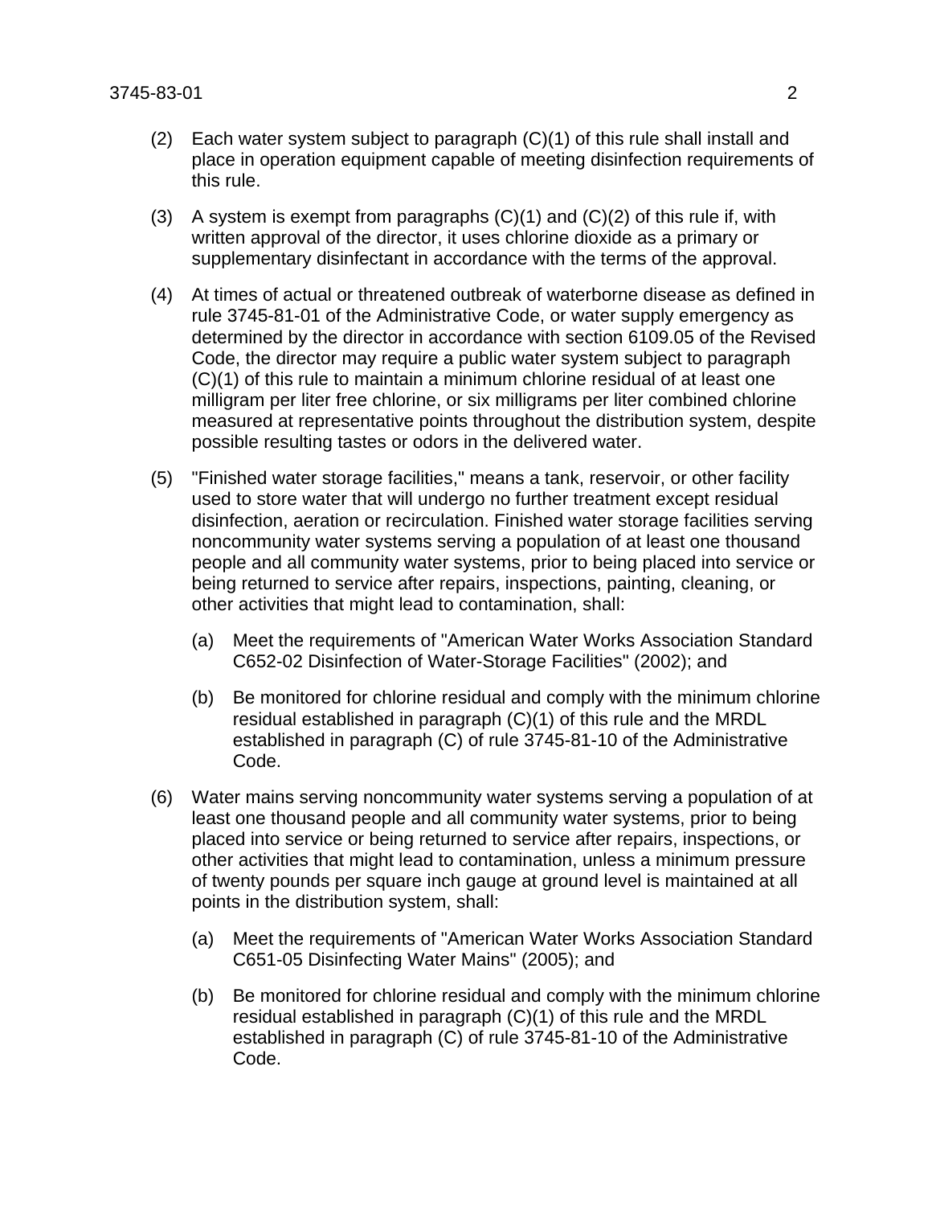(2) Each water system subject to paragraph (C)(1) of this rule shall install and place in operation equipment capable of meeting disinfection requirements of this rule.

(3) A system is exempt from paragraphs (C)(1) and (C)(2) of this rule if, with written approval of the director, it uses chlorine dioxide as a primary or supplementary disinfectant in accordance with the terms of the approval.

(4) At times of actual or threatened outbreak of waterborne disease as defined in rule 3745-81-01 of the Administrative Code, or water supply emergency as determined by the director in accordance with section 6109.05 of the Revised Code, the director may require a public water system subject to paragraph (C)(1) of this rule to maintain a minimum chlorine residual of at least one milligram per liter free chlorine, or six milligrams per liter combined chlorine measured at representative points throughout the distribution system, despite possible resulting tastes or odors in the delivered water.

(5) "Finished water storage facilities," means a tank, reservoir, or other facility used to store water that will undergo no further treatment except residual disinfection, aeration or recirculation. Finished water storage facilities serving noncommunity water systems serving a population of at least one thousand people and all community water systems, prior to being placed into service or being returned to service after repairs, inspections, painting, cleaning, or other activities that might lead to contamination, shall:

   (a) Meet the requirements of "American Water Works Association Standard C652-02 Disinfection of Water-Storage Facilities" (2002); and

   (b) Be monitored for chlorine residual and comply with the minimum chlorine residual established in paragraph (C)(1) of this rule and the MRDL established in paragraph (C) of rule 3745-81-10 of the Administrative Code.

(6) Water mains serving noncommunity water systems serving a population of at least one thousand people and all community water systems, prior to being placed into service or being returned to service after repairs, inspections, or other activities that might lead to contamination, unless a minimum pressure of twenty pounds per square inch gauge at ground level is maintained at all points in the distribution system, shall:

   (a) Meet the requirements of "American Water Works Association Standard C651-05 Disinfecting Water Mains" (2005); and

   (b) Be monitored for chlorine residual and comply with the minimum chlorine residual established in paragraph (C)(1) of this rule and the MRDL established in paragraph (C) of rule 3745-81-10 of the Administrative Code.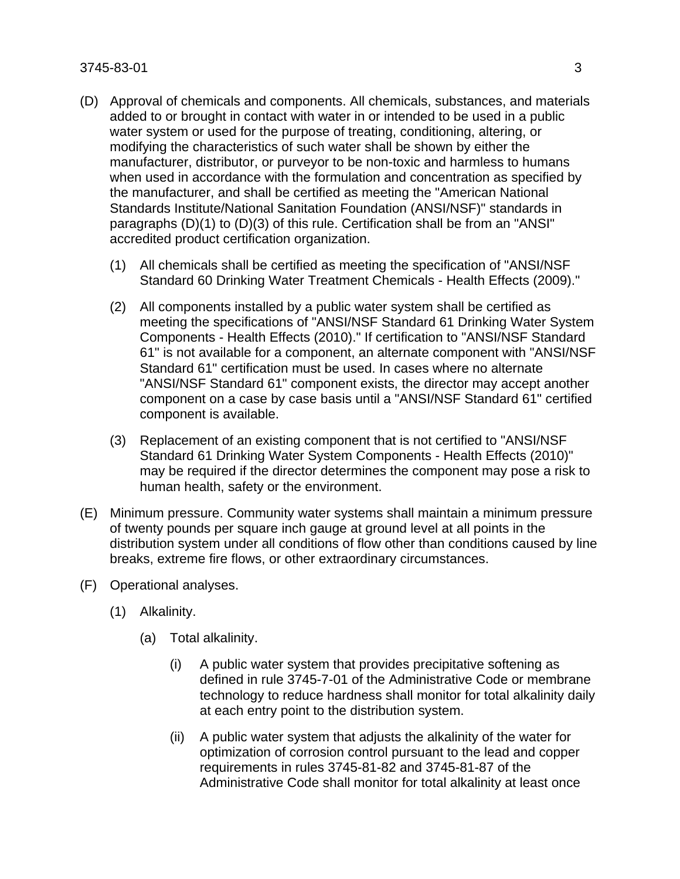(D) Approval of chemicals and components. All chemicals, substances, and materials added to or brought in contact with water in or intended to be used in a public water system or used for the purpose of treating, conditioning, altering, or modifying the characteristics of such water shall be shown by either the manufacturer, distributor, or purveyor to be non-toxic and harmless to humans when used in accordance with the formulation and concentration as specified by the manufacturer, and shall be certified as meeting the "American National Standards Institute/National Sanitation Foundation (ANSI/NSF)" standards in paragraphs (D)(1) to (D)(3) of this rule. Certification shall be from an "ANSI" accredited product certification organization.

  (1) All chemicals shall be certified as meeting the specification of "ANSI/NSF Standard 60 Drinking Water Treatment Chemicals - Health Effects (2009)."

  (2) All components installed by a public water system shall be certified as meeting the specifications of "ANSI/NSF Standard 61 Drinking Water System Components - Health Effects (2010)." If certification to "ANSI/NSF Standard 61" is not available for a component, an alternate component with "ANSI/NSF Standard 61" certification must be used. In cases where no alternate "ANSI/NSF Standard 61" component exists, the director may accept another component on a case by case basis until a "ANSI/NSF Standard 61" certified component is available.

  (3) Replacement of an existing component that is not certified to "ANSI/NSF Standard 61 Drinking Water System Components - Health Effects (2010)" may be required if the director determines the component may pose a risk to human health, safety or the environment.

(E) Minimum pressure. Community water systems shall maintain a minimum pressure of twenty pounds per square inch gauge at ground level at all points in the distribution system under all conditions of flow other than conditions caused by line breaks, extreme fire flows, or other extraordinary circumstances.

(F) Operational analyses.

  (1) Alkalinity.

    (a) Total alkalinity.

      (i) A public water system that provides precipitative softening as defined in rule 3745-7-01 of the Administrative Code or membrane technology to reduce hardness shall monitor for total alkalinity daily at each entry point to the distribution system.

      (ii) A public water system that adjusts the alkalinity of the water for optimization of corrosion control pursuant to the lead and copper requirements in rules 3745-81-82 and 3745-81-87 of the Administrative Code shall monitor for total alkalinity at least once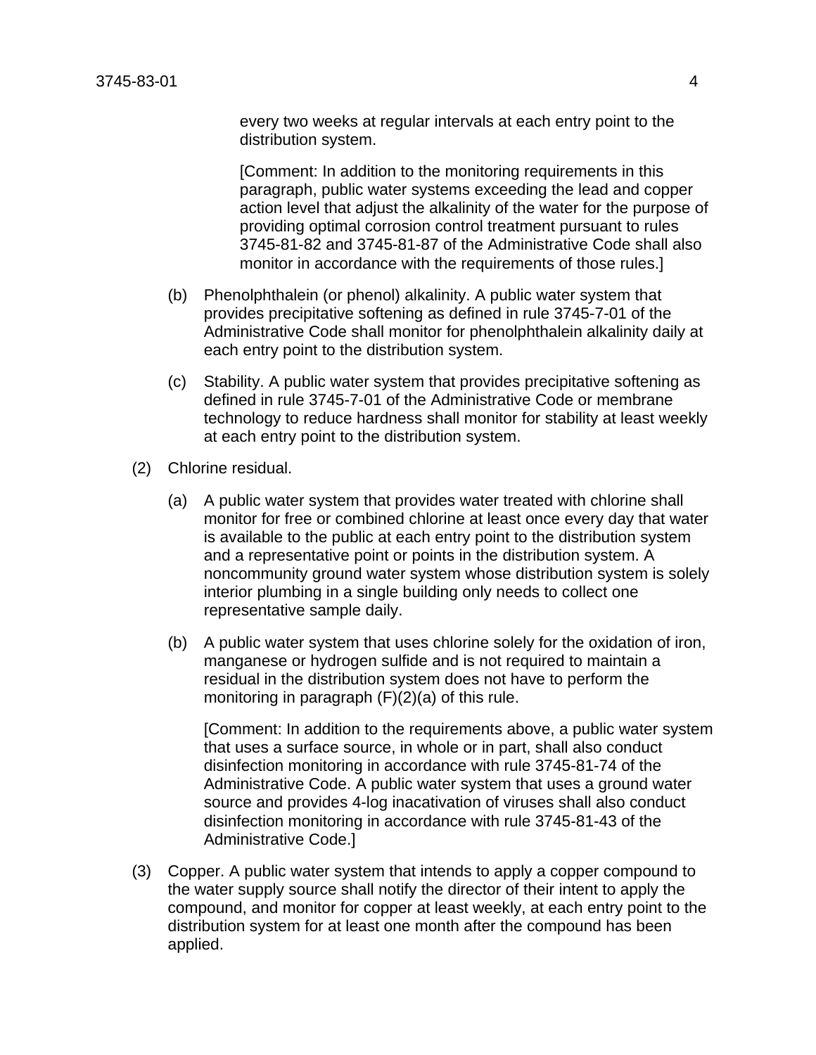every two weeks at regular intervals at each entry point to the distribution system.

[Comment: In addition to the monitoring requirements in this paragraph, public water systems exceeding the lead and copper action level that adjust the alkalinity of the water for the purpose of providing optimal corrosion control treatment pursuant to rules 3745-81-82 and 3745-81-87 of the Administrative Code shall also monitor in accordance with the requirements of those rules.]

(b) Phenolphthalein (or phenol) alkalinity. A public water system that provides precipitative softening as defined in rule 3745-7-01 of the Administrative Code shall monitor for phenolphthalein alkalinity daily at each entry point to the distribution system.

(c) Stability. A public water system that provides precipitative softening as defined in rule 3745-7-01 of the Administrative Code or membrane technology to reduce hardness shall monitor for stability at least weekly at each entry point to the distribution system.

(2) Chlorine residual.

(a) A public water system that provides water treated with chlorine shall monitor for free or combined chlorine at least once every day that water is available to the public at each entry point to the distribution system and a representative point or points in the distribution system. A noncommunity ground water system whose distribution system is solely interior plumbing in a single building only needs to collect one representative sample daily.

(b) A public water system that uses chlorine solely for the oxidation of iron, manganese or hydrogen sulfide and is not required to maintain a residual in the distribution system does not have to perform the monitoring in paragraph (F)(2)(a) of this rule.

[Comment: In addition to the requirements above, a public water system that uses a surface source, in whole or in part, shall also conduct disinfection monitoring in accordance with rule 3745-81-74 of the Administrative Code. A public water system that uses a ground water source and provides 4-log inactivation of viruses shall also conduct disinfection monitoring in accordance with rule 3745-81-43 of the Administrative Code.]

(3) Copper. A public water system that intends to apply a copper compound to the water supply source shall notify the director of their intent to apply the compound, and monitor for copper at least weekly, at each entry point to the distribution system for at least one month after the compound has been applied.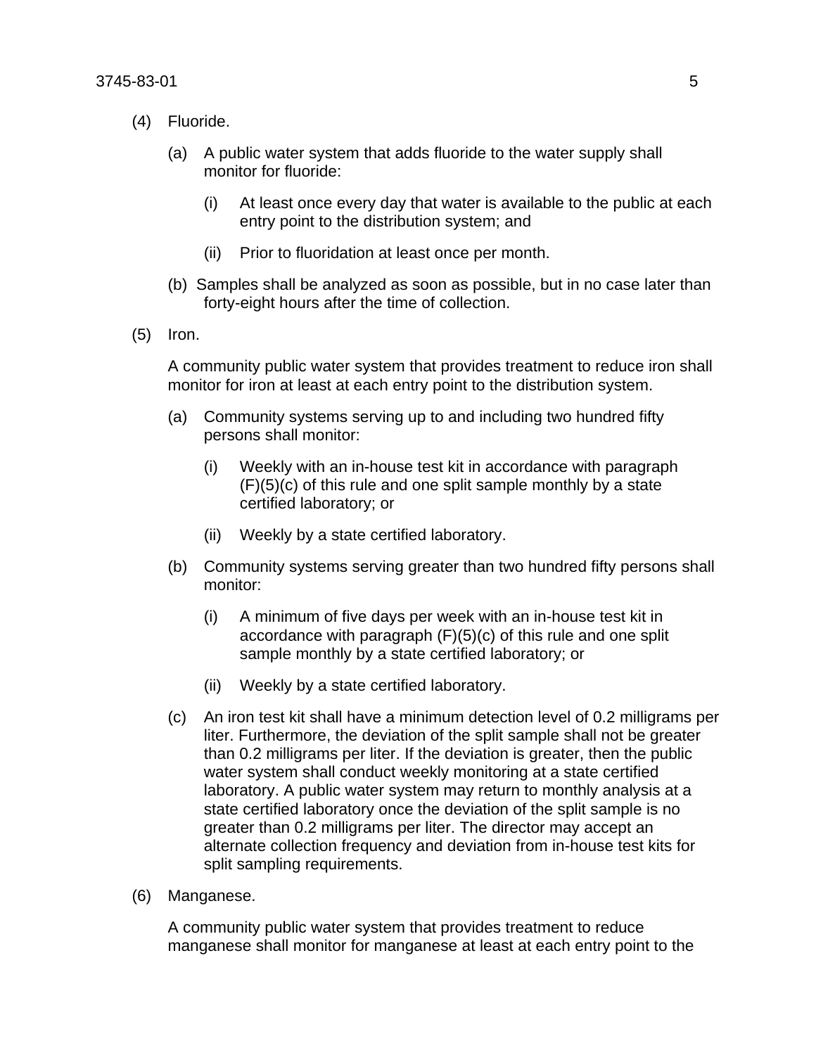(4) Fluoride.

(a) A public water system that adds fluoride to the water supply shall monitor for fluoride:

(i) At least once every day that water is available to the public at each entry point to the distribution system; and

(ii) Prior to fluoridation at least once per month.

(b) Samples shall be analyzed as soon as possible, but in no case later than forty-eight hours after the time of collection.

(5) Iron.

A community public water system that provides treatment to reduce iron shall monitor for iron at least at each entry point to the distribution system.

(a) Community systems serving up to and including two hundred fifty persons shall monitor:

(i) Weekly with an in-house test kit in accordance with paragraph (F)(5)(c) of this rule and one split sample monthly by a state certified laboratory; or

(ii) Weekly by a state certified laboratory.

(b) Community systems serving greater than two hundred fifty persons shall monitor:

(i) A minimum of five days per week with an in-house test kit in accordance with paragraph (F)(5)(c) of this rule and one split sample monthly by a state certified laboratory; or

(ii) Weekly by a state certified laboratory.

(c) An iron test kit shall have a minimum detection level of 0.2 milligrams per liter. Furthermore, the deviation of the split sample shall not be greater than 0.2 milligrams per liter. If the deviation is greater, then the public water system shall conduct weekly monitoring at a state certified laboratory. A public water system may return to monthly analysis at a state certified laboratory once the deviation of the split sample is no greater than 0.2 milligrams per liter. The director may accept an alternate collection frequency and deviation from in-house test kits for split sampling requirements.

(6) Manganese.

A community public water system that provides treatment to reduce manganese shall monitor for manganese at least at each entry point to the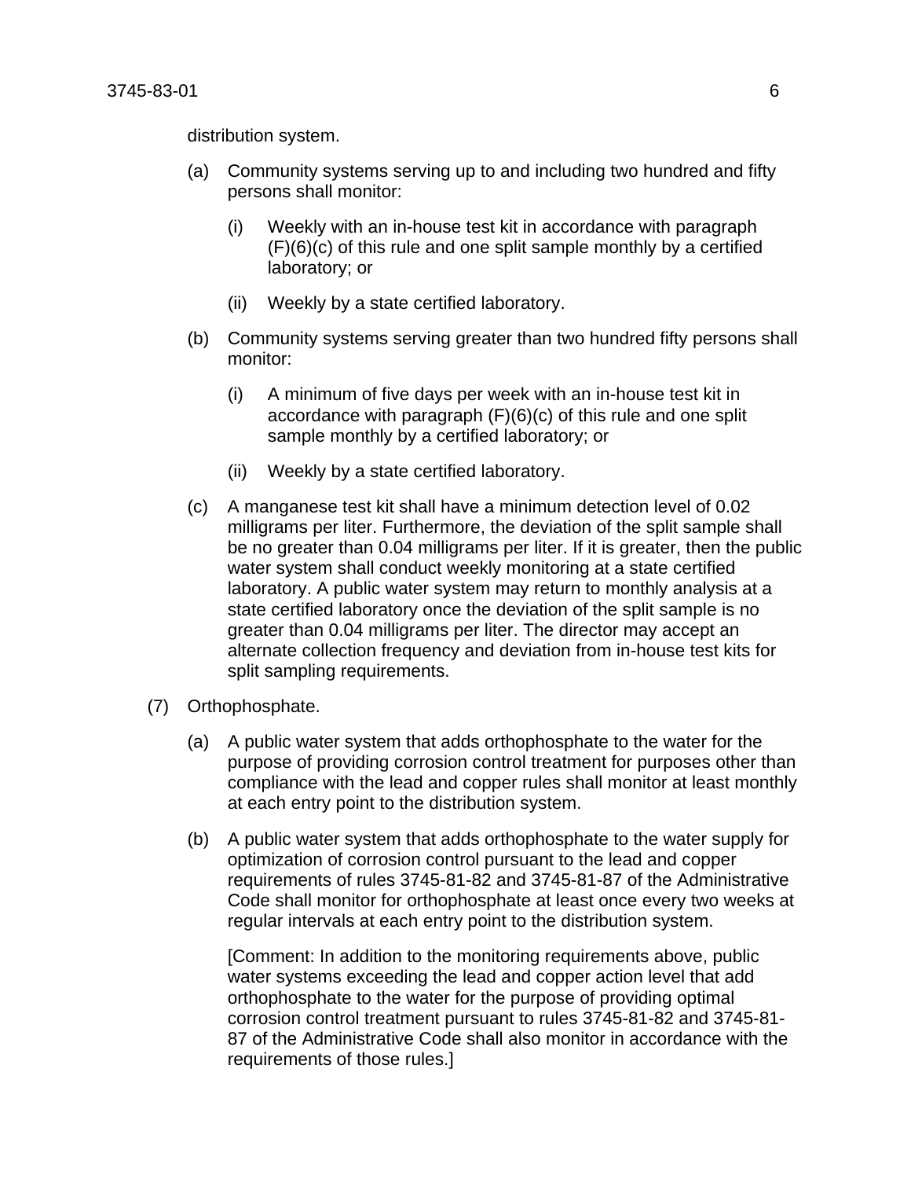distribution system.

(a) Community systems serving up to and including two hundred and fifty persons shall monitor:

(i) Weekly with an in-house test kit in accordance with paragraph (F)(6)(c) of this rule and one split sample monthly by a certified laboratory; or

(ii) Weekly by a state certified laboratory.

(b) Community systems serving greater than two hundred fifty persons shall monitor:

(i) A minimum of five days per week with an in-house test kit in accordance with paragraph (F)(6)(c) of this rule and one split sample monthly by a certified laboratory; or

(ii) Weekly by a state certified laboratory.

(c) A manganese test kit shall have a minimum detection level of 0.02 milligrams per liter. Furthermore, the deviation of the split sample shall be no greater than 0.04 milligrams per liter. If it is greater, then the public water system shall conduct weekly monitoring at a state certified laboratory. A public water system may return to monthly analysis at a state certified laboratory once the deviation of the split sample is no greater than 0.04 milligrams per liter. The director may accept an alternate collection frequency and deviation from in-house test kits for split sampling requirements.

(7) Orthophosphate.

(a) A public water system that adds orthophosphate to the water for the purpose of providing corrosion control treatment for purposes other than compliance with the lead and copper rules shall monitor at least monthly at each entry point to the distribution system.

(b) A public water system that adds orthophosphate to the water supply for optimization of corrosion control pursuant to the lead and copper requirements of rules 3745-81-82 and 3745-81-87 of the Administrative Code shall monitor for orthophosphate at least once every two weeks at regular intervals at each entry point to the distribution system.

[Comment: In addition to the monitoring requirements above, public water systems exceeding the lead and copper action level that add orthophosphate to the water for the purpose of providing optimal corrosion control treatment pursuant to rules 3745-81-82 and 3745-81-87 of the Administrative Code shall also monitor in accordance with the requirements of those rules.]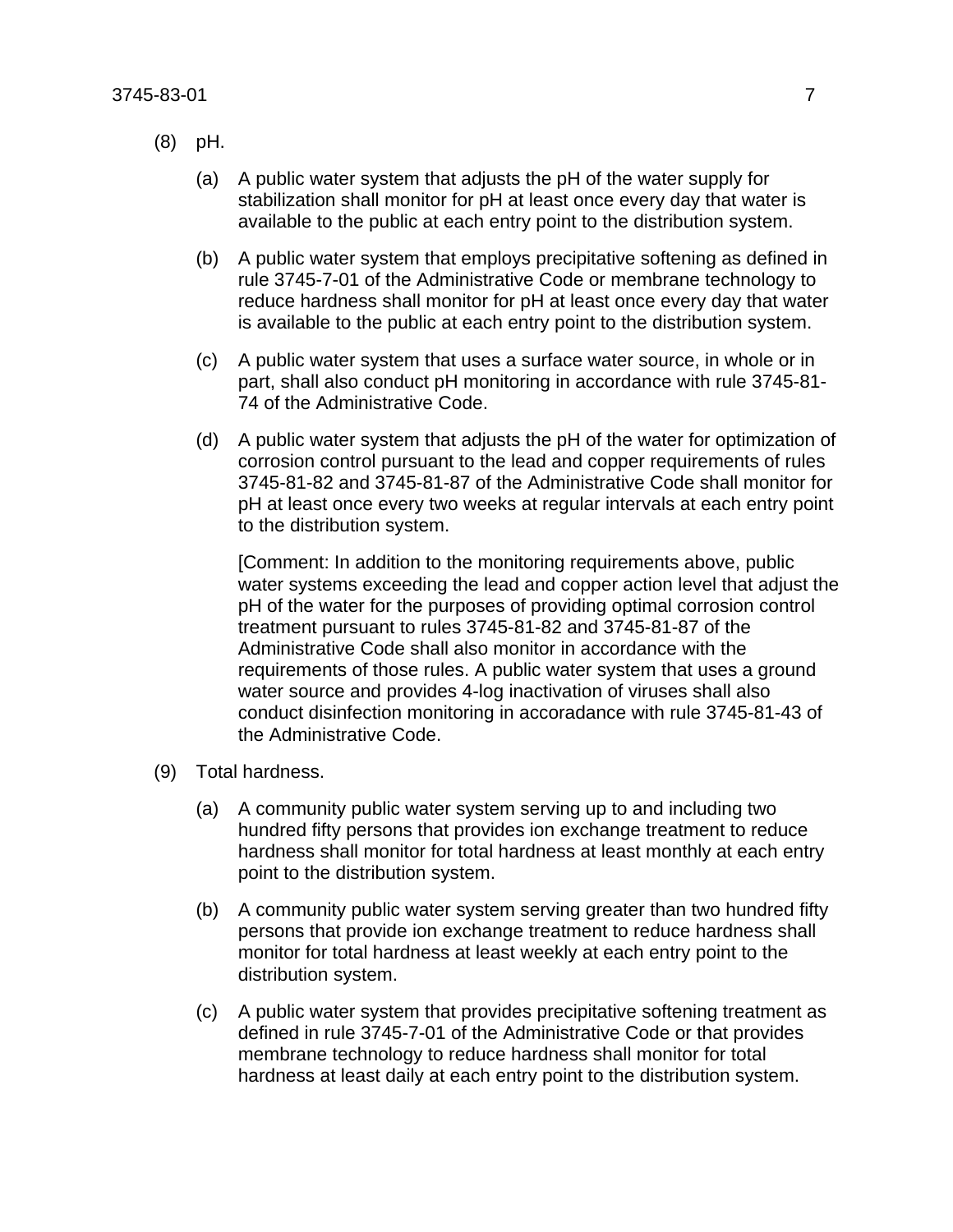(8) pH.

(a) A public water system that adjusts the pH of the water supply for stabilization shall monitor for pH at least once every day that water is available to the public at each entry point to the distribution system.

(b) A public water system that employs precipitative softening as defined in rule 3745-7-01 of the Administrative Code or membrane technology to reduce hardness shall monitor for pH at least once every day that water is available to the public at each entry point to the distribution system.

(c) A public water system that uses a surface water source, in whole or in part, shall also conduct pH monitoring in accordance with rule 3745-81-74 of the Administrative Code.

(d) A public water system that adjusts the pH of the water for optimization of corrosion control pursuant to the lead and copper requirements of rules 3745-81-82 and 3745-81-87 of the Administrative Code shall monitor for pH at least once every two weeks at regular intervals at each entry point to the distribution system.

[Comment: In addition to the monitoring requirements above, public water systems exceeding the lead and copper action level that adjust the pH of the water for the purposes of providing optimal corrosion control treatment pursuant to rules 3745-81-82 and 3745-81-87 of the Administrative Code shall also monitor in accordance with the requirements of those rules. A public water system that uses a ground water source and provides 4-log inactivation of viruses shall also conduct disinfection monitoring in accoradance with rule 3745-81-43 of the Administrative Code.

(9) Total hardness.

(a) A community public water system serving up to and including two hundred fifty persons that provides ion exchange treatment to reduce hardness shall monitor for total hardness at least monthly at each entry point to the distribution system.

(b) A community public water system serving greater than two hundred fifty persons that provide ion exchange treatment to reduce hardness shall monitor for total hardness at least weekly at each entry point to the distribution system.

(c) A public water system that provides precipitative softening treatment as defined in rule 3745-7-01 of the Administrative Code or that provides membrane technology to reduce hardness shall monitor for total hardness at least daily at each entry point to the distribution system.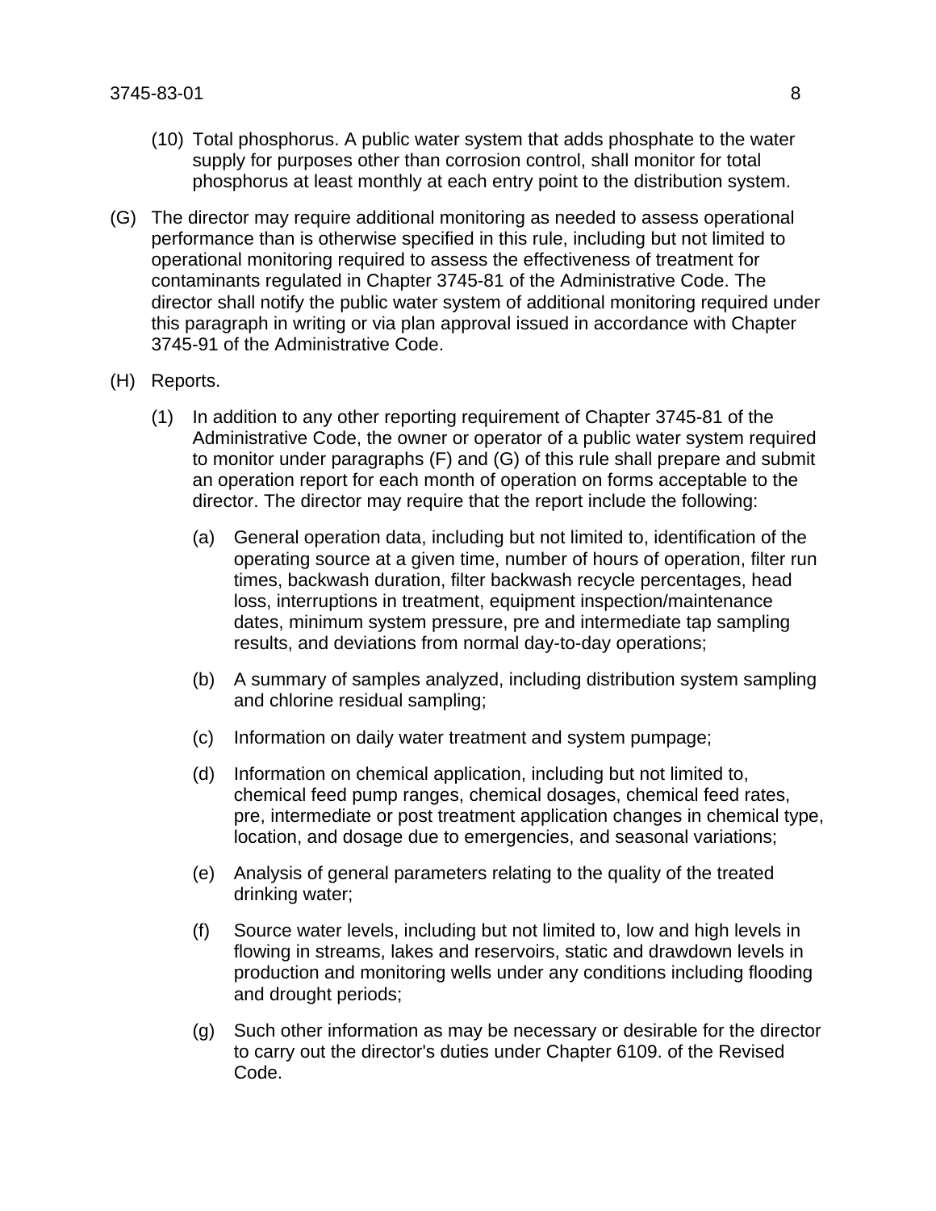(10) Total phosphorus. A public water system that adds phosphate to the water supply for purposes other than corrosion control, shall monitor for total phosphorus at least monthly at each entry point to the distribution system.

(G) The director may require additional monitoring as needed to assess operational performance than is otherwise specified in this rule, including but not limited to operational monitoring required to assess the effectiveness of treatment for contaminants regulated in Chapter 3745-81 of the Administrative Code. The director shall notify the public water system of additional monitoring required under this paragraph in writing or via plan approval issued in accordance with Chapter 3745-91 of the Administrative Code.

(H) Reports.

(1) In addition to any other reporting requirement of Chapter 3745-81 of the Administrative Code, the owner or operator of a public water system required to monitor under paragraphs (F) and (G) of this rule shall prepare and submit an operation report for each month of operation on forms acceptable to the director. The director may require that the report include the following:

(a) General operation data, including but not limited to, identification of the operating source at a given time, number of hours of operation, filter run times, backwash duration, filter backwash recycle percentages, head loss, interruptions in treatment, equipment inspection/maintenance dates, minimum system pressure, pre and intermediate tap sampling results, and deviations from normal day-to-day operations;

(b) A summary of samples analyzed, including distribution system sampling and chlorine residual sampling;

(c) Information on daily water treatment and system pumpage;

(d) Information on chemical application, including but not limited to, chemical feed pump ranges, chemical dosages, chemical feed rates, pre, intermediate or post treatment application changes in chemical type, location, and dosage due to emergencies, and seasonal variations;

(e) Analysis of general parameters relating to the quality of the treated drinking water;

(f) Source water levels, including but not limited to, low and high levels in flowing in streams, lakes and reservoirs, static and drawdown levels in production and monitoring wells under any conditions including flooding and drought periods;

(g) Such other information as may be necessary or desirable for the director to carry out the director's duties under Chapter 6109. of the Revised Code.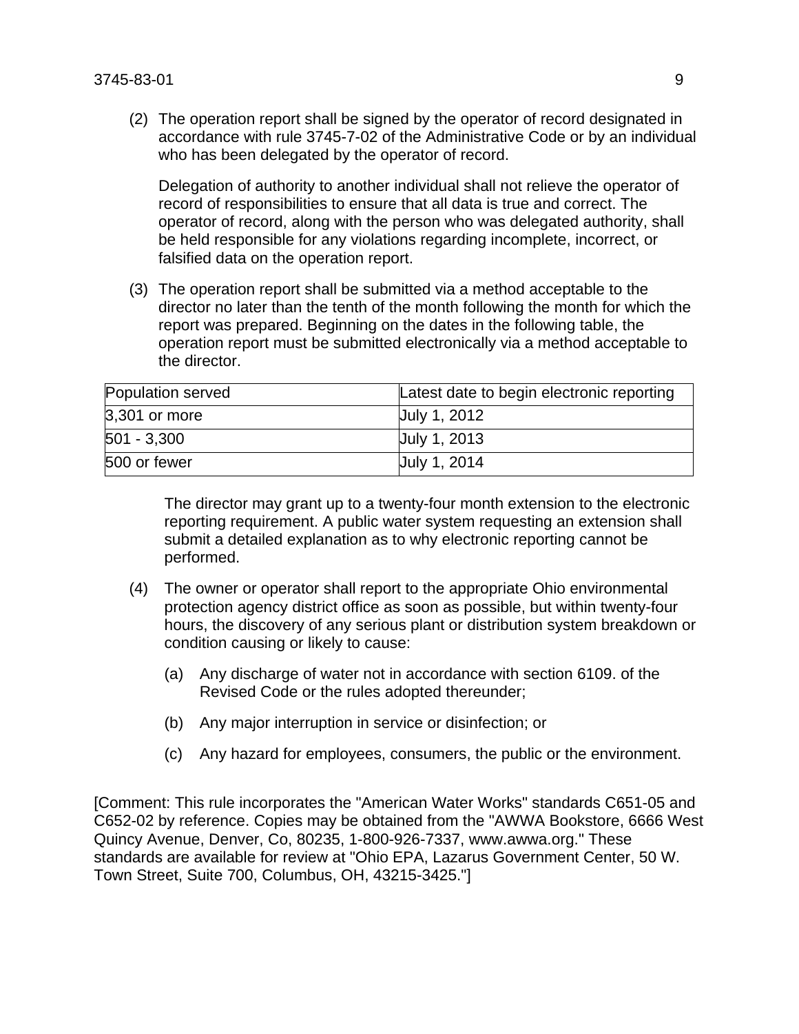(2) The operation report shall be signed by the operator of record designated in accordance with rule 3745-7-02 of the Administrative Code or by an individual who has been delegated by the operator of record.

Delegation of authority to another individual shall not relieve the operator of record of responsibilities to ensure that all data is true and correct. The operator of record, along with the person who was delegated authority, shall be held responsible for any violations regarding incomplete, incorrect, or falsified data on the operation report.

(3) The operation report shall be submitted via a method acceptable to the director no later than the tenth of the month following the month for which the report was prepared. Beginning on the dates in the following table, the operation report must be submitted electronically via a method acceptable to the director.

| Population served | Latest date to begin electronic reporting |
|---|---|
| 3,301 or more | July 1, 2012 |
| 501 - 3,300 | July 1, 2013 |
| 500 or fewer | July 1, 2014 |

The director may grant up to a twenty-four month extension to the electronic reporting requirement. A public water system requesting an extension shall submit a detailed explanation as to why electronic reporting cannot be performed.

(4) The owner or operator shall report to the appropriate Ohio environmental protection agency district office as soon as possible, but within twenty-four hours, the discovery of any serious plant or distribution system breakdown or condition causing or likely to cause:

(a) Any discharge of water not in accordance with section 6109. of the Revised Code or the rules adopted thereunder;

(b) Any major interruption in service or disinfection; or

(c) Any hazard for employees, consumers, the public or the environment.

[Comment: This rule incorporates the "American Water Works" standards C651-05 and C652-02 by reference. Copies may be obtained from the "AWWA Bookstore, 6666 West Quincy Avenue, Denver, Co, 80235, 1-800-926-7337, www.awwa.org." These standards are available for review at "Ohio EPA, Lazarus Government Center, 50 W. Town Street, Suite 700, Columbus, OH, 43215-3425."]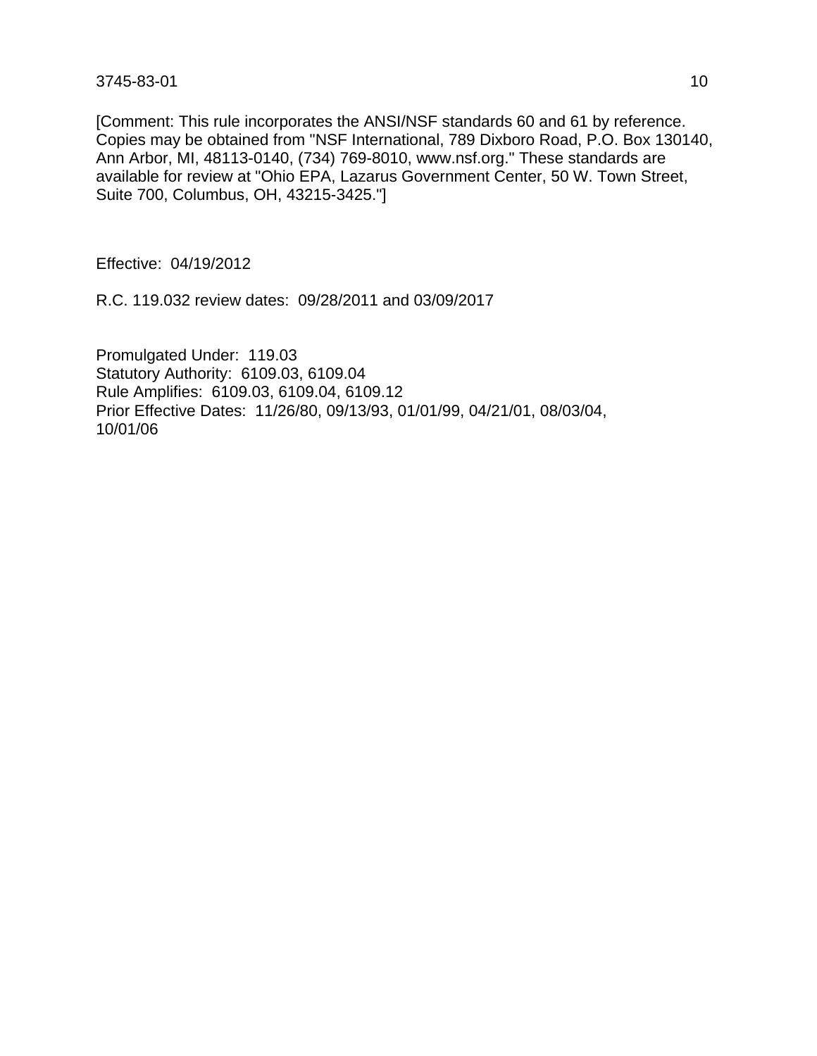[Comment: This rule incorporates the ANSI/NSF standards 60 and 61 by reference. Copies may be obtained from "NSF International, 789 Dixboro Road, P.O. Box 130140, Ann Arbor, MI, 48113-0140, (734) 769-8010, www.nsf.org." These standards are available for review at "Ohio EPA, Lazarus Government Center, 50 W. Town Street, Suite 700, Columbus, OH, 43215-3425."]

Effective: 04/19/2012

R.C. 119.032 review dates: 09/28/2011 and 03/09/2017

Promulgated Under: 119.03
Statutory Authority: 6109.03, 6109.04
Rule Amplifies: 6109.03, 6109.04, 6109.12
Prior Effective Dates: 11/26/80, 09/13/93, 01/01/99, 04/21/01, 08/03/04, 10/01/06